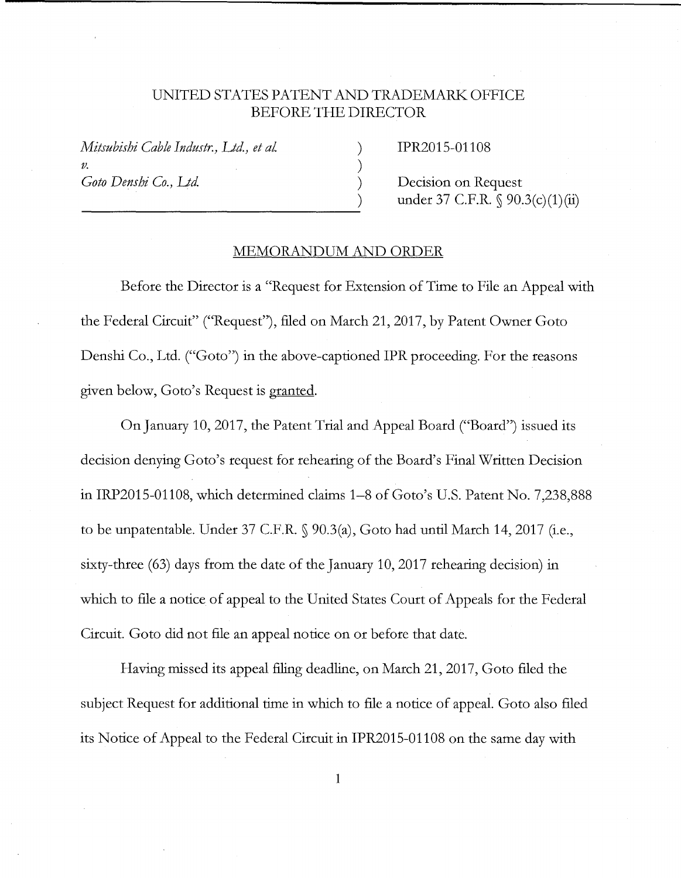UNITED STATES PATENT AND TRADEMARK OFFICE
BEFORE THE DIRECTOR

| | | |
|---|---|---|
| *Mitsubishi Cable Industr., Ltd., et al.* | ) | IPR2015-01108 |
| *v.* | ) | |
| *Goto Denshi Co., Ltd.* | ) | Decision on Request |
| | ) | under 37 C.F.R. § 90.3(c)(1)(ii) |

MEMORANDUM AND ORDER

Before the Director is a "Request for Extension of Time to File an Appeal with the Federal Circuit" ("Request"), filed on March 21, 2017, by Patent Owner Goto Denshi Co., Ltd. ("Goto") in the above-captioned IPR proceeding. For the reasons given below, Goto's Request is granted.

On January 10, 2017, the Patent Trial and Appeal Board ("Board") issued its decision denying Goto's request for rehearing of the Board's Final Written Decision in IRP2015-01108, which determined claims 1–8 of Goto's U.S. Patent No. 7,238,888 to be unpatentable. Under 37 C.F.R. § 90.3(a), Goto had until March 14, 2017 (i.e., sixty-three (63) days from the date of the January 10, 2017 rehearing decision) in which to file a notice of appeal to the United States Court of Appeals for the Federal Circuit. Goto did not file an appeal notice on or before that date.

Having missed its appeal filing deadline, on March 21, 2017, Goto filed the subject Request for additional time in which to file a notice of appeal. Goto also filed its Notice of Appeal to the Federal Circuit in IPR2015-01108 on the same day with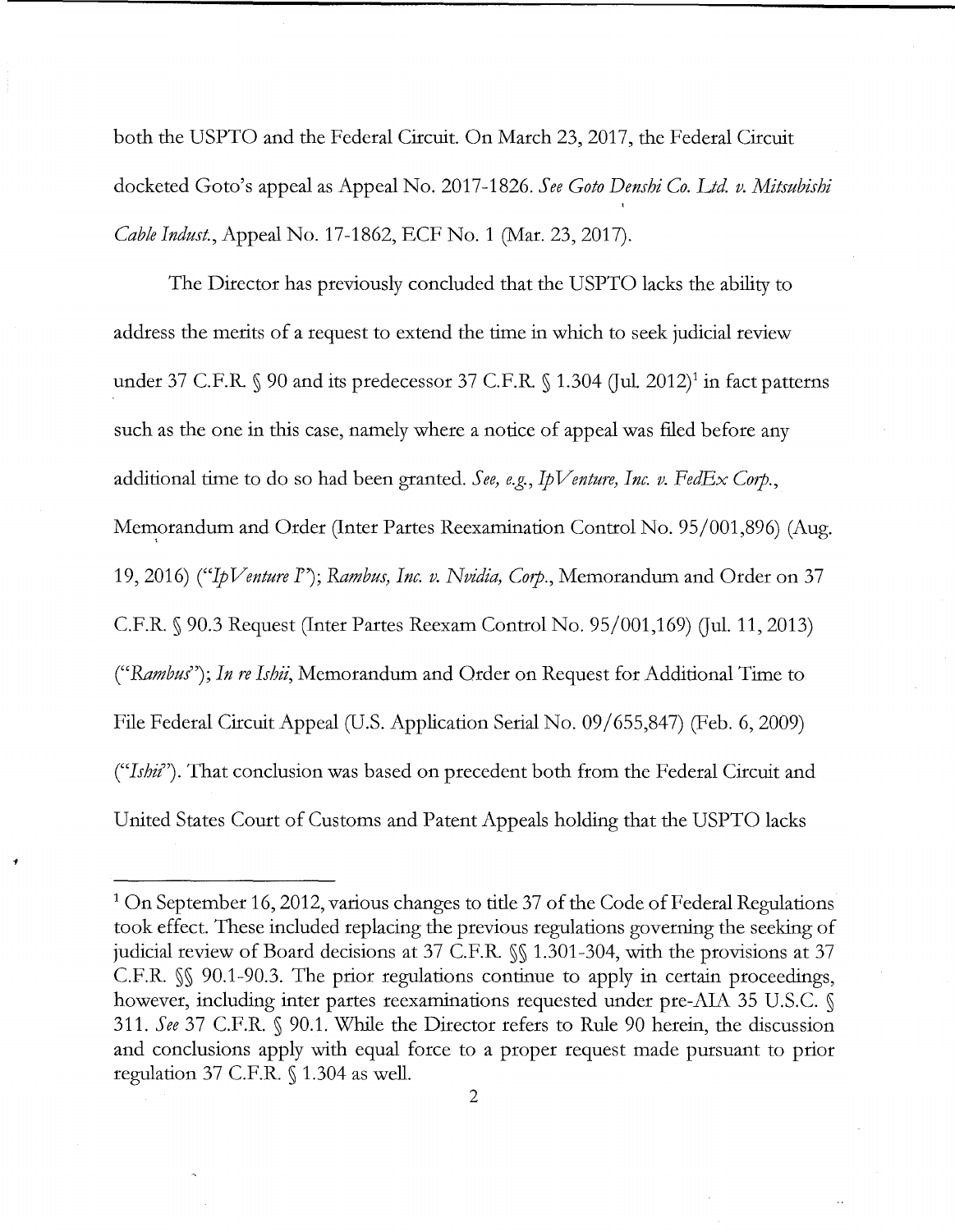both the USPTO and the Federal Circuit. On March 23, 2017, the Federal Circuit docketed Goto's appeal as Appeal No. 2017-1826. *See Goto Denshi Co. Ltd. v. Mitsubishi Cable Indust.*, Appeal No. 17-1862, ECF No. 1 (Mar. 23, 2017).

The Director has previously concluded that the USPTO lacks the ability to address the merits of a request to extend the time in which to seek judicial review under 37 C.F.R. § 90 and its predecessor 37 C.F.R. § 1.304 (Jul. 2012)[1] in fact patterns such as the one in this case, namely where a notice of appeal was filed before any additional time to do so had been granted. *See, e.g., IpVenture, Inc. v. FedEx Corp.*, Memorandum and Order (Inter Partes Reexamination Control No. 95/001,896) (Aug. 19, 2016) ("*IpVenture I*"); *Rambus, Inc. v. Nvidia, Corp.*, Memorandum and Order on 37 C.F.R. § 90.3 Request (Inter Partes Reexam Control No. 95/001,169) (Jul. 11, 2013) ("*Rambus*"); *In re Ishii*, Memorandum and Order on Request for Additional Time to File Federal Circuit Appeal (U.S. Application Serial No. 09/655,847) (Feb. 6, 2009) ("*Ishii*"). That conclusion was based on precedent both from the Federal Circuit and United States Court of Customs and Patent Appeals holding that the USPTO lacks

---

[1] On September 16, 2012, various changes to title 37 of the Code of Federal Regulations took effect. These included replacing the previous regulations governing the seeking of judicial review of Board decisions at 37 C.F.R. §§ 1.301-304, with the provisions at 37 C.F.R. §§ 90.1-90.3. The prior regulations continue to apply in certain proceedings, however, including inter partes reexaminations requested under pre-AIA 35 U.S.C. § 311. *See* 37 C.F.R. § 90.1. While the Director refers to Rule 90 herein, the discussion and conclusions apply with equal force to a proper request made pursuant to prior regulation 37 C.F.R. § 1.304 as well.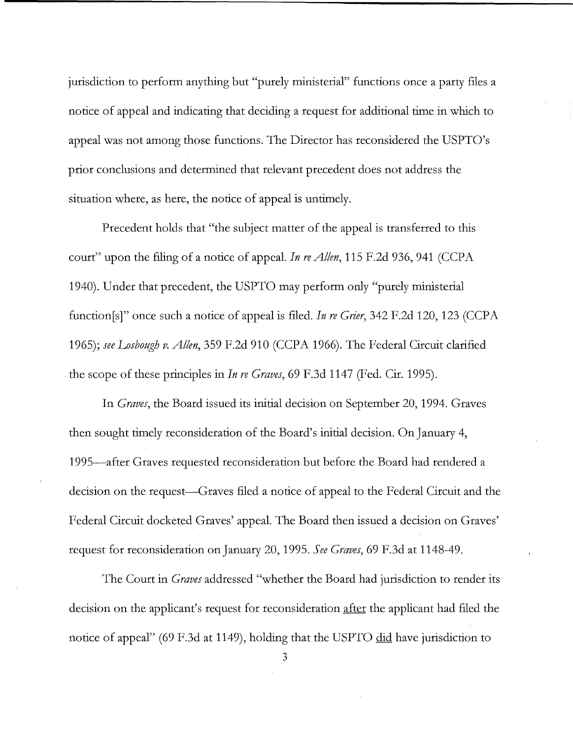jurisdiction to perform anything but "purely ministerial" functions once a party files a notice of appeal and indicating that deciding a request for additional time in which to appeal was not among those functions. The Director has reconsidered the USPTO's prior conclusions and determined that relevant precedent does not address the situation where, as here, the notice of appeal is untimely.

Precedent holds that "the subject matter of the appeal is transferred to this court" upon the filing of a notice of appeal. *In re Allen*, 115 F.2d 936, 941 (CCPA 1940). Under that precedent, the USPTO may perform only "purely ministerial function[s]" once such a notice of appeal is filed. *In re Grier*, 342 F.2d 120, 123 (CCPA 1965); *see Losbough v. Allen*, 359 F.2d 910 (CCPA 1966). The Federal Circuit clarified the scope of these principles in *In re Graves*, 69 F.3d 1147 (Fed. Cir. 1995).

In *Graves*, the Board issued its initial decision on September 20, 1994. Graves then sought timely reconsideration of the Board's initial decision. On January 4, 1995—after Graves requested reconsideration but before the Board had rendered a decision on the request—Graves filed a notice of appeal to the Federal Circuit and the Federal Circuit docketed Graves' appeal. The Board then issued a decision on Graves' request for reconsideration on January 20, 1995. *See Graves*, 69 F.3d at 1148-49.

The Court in *Graves* addressed "whether the Board had jurisdiction to render its decision on the applicant's request for reconsideration <u>after</u> the applicant had filed the notice of appeal" (69 F.3d at 1149), holding that the USPTO <u>did</u> have jurisdiction to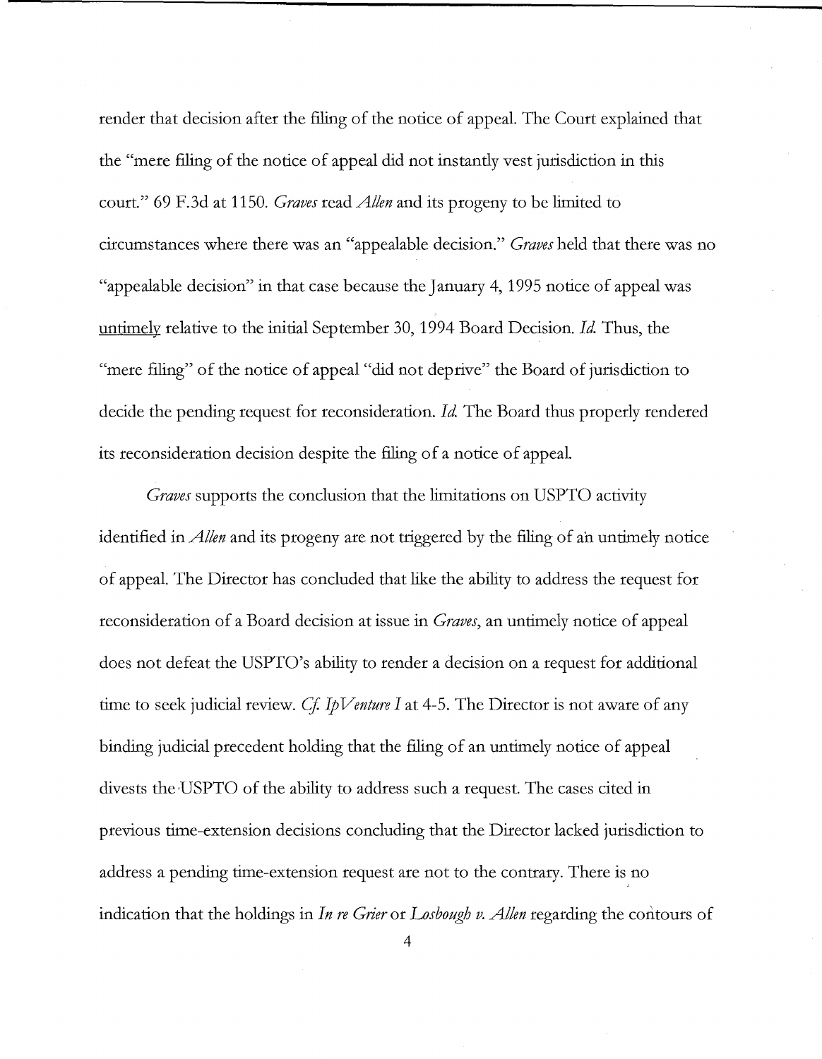render that decision after the filing of the notice of appeal. The Court explained that the "mere filing of the notice of appeal did not instantly vest jurisdiction in this court." 69 F.3d at 1150. *Graves* read *Allen* and its progeny to be limited to circumstances where there was an "appealable decision." *Graves* held that there was no "appealable decision" in that case because the January 4, 1995 notice of appeal was <u>untimely</u> relative to the initial September 30, 1994 Board Decision. *Id.* Thus, the "mere filing" of the notice of appeal "did not deprive" the Board of jurisdiction to decide the pending request for reconsideration. *Id.* The Board thus properly rendered its reconsideration decision despite the filing of a notice of appeal.

*Graves* supports the conclusion that the limitations on USPTO activity identified in *Allen* and its progeny are not triggered by the filing of an untimely notice of appeal. The Director has concluded that like the ability to address the request for reconsideration of a Board decision at issue in *Graves*, an untimely notice of appeal does not defeat the USPTO's ability to render a decision on a request for additional time to seek judicial review. *Cf. IpVenture I* at 4-5. The Director is not aware of any binding judicial precedent holding that the filing of an untimely notice of appeal divests the USPTO of the ability to address such a request. The cases cited in previous time-extension decisions concluding that the Director lacked jurisdiction to address a pending time-extension request are not to the contrary. There is no indication that the holdings in *In re Grier* or *Losbough v. Allen* regarding the contours of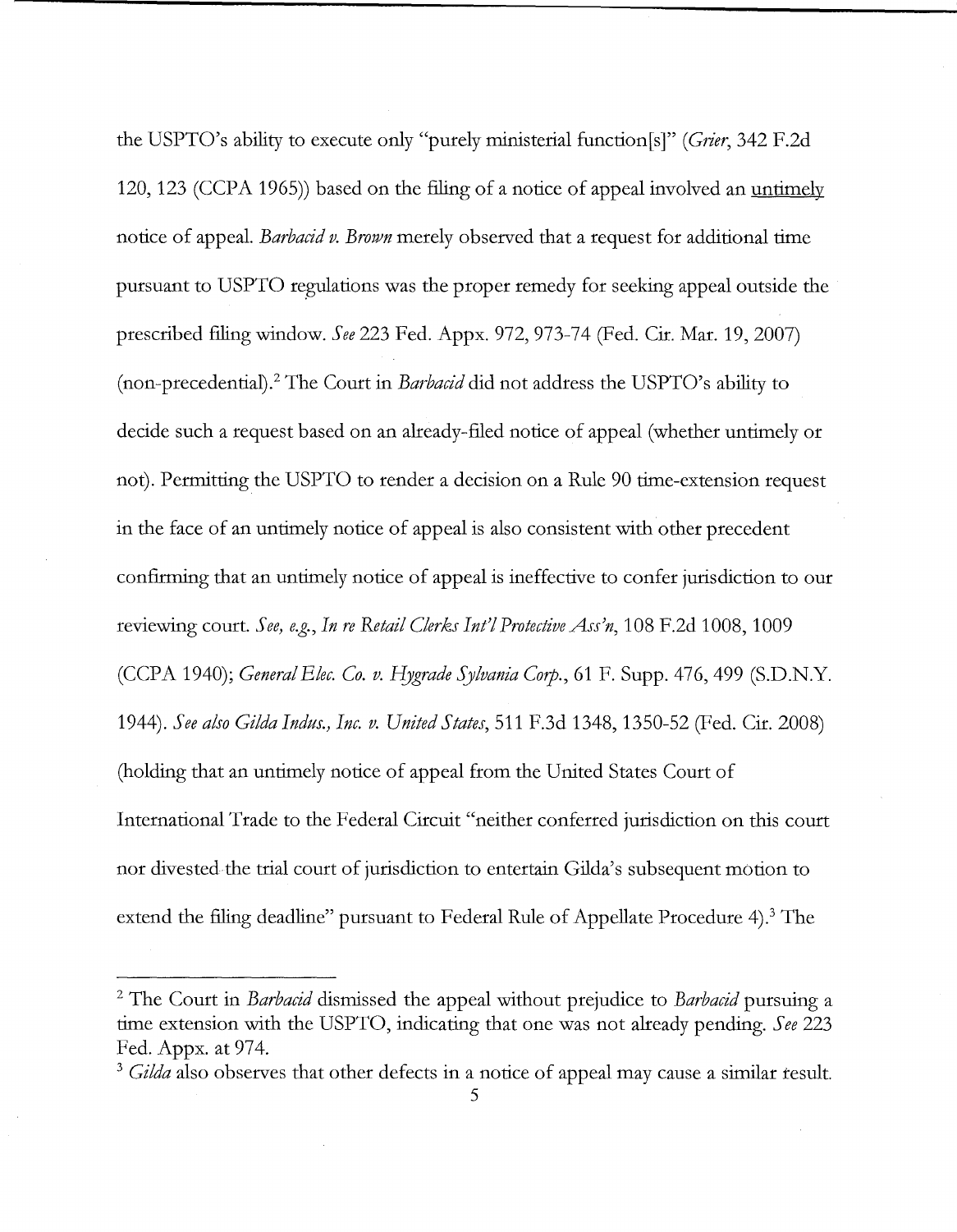the USPTO's ability to execute only "purely ministerial function[s]" (*Grier*, 342 F.2d 120, 123 (CCPA 1965)) based on the filing of a notice of appeal involved an <u>untimely</u> notice of appeal. *Barbacid v. Brown* merely observed that a request for additional time pursuant to USPTO regulations was the proper remedy for seeking appeal outside the prescribed filing window. *See* 223 Fed. Appx. 972, 973-74 (Fed. Cir. Mar. 19, 2007) (non-precedential).[2] The Court in *Barbacid* did not address the USPTO's ability to decide such a request based on an already-filed notice of appeal (whether untimely or not). Permitting the USPTO to render a decision on a Rule 90 time-extension request in the face of an untimely notice of appeal is also consistent with other precedent confirming that an untimely notice of appeal is ineffective to confer jurisdiction to our reviewing court. *See, e.g., In re Retail Clerks Int'l Protective Ass'n*, 108 F.2d 1008, 1009 (CCPA 1940); *General Elec. Co. v. Hygrade Sylvania Corp.*, 61 F. Supp. 476, 499 (S.D.N.Y. 1944). *See also Gilda Indus., Inc. v. United States*, 511 F.3d 1348, 1350-52 (Fed. Cir. 2008) (holding that an untimely notice of appeal from the United States Court of International Trade to the Federal Circuit "neither conferred jurisdiction on this court nor divested the trial court of jurisdiction to entertain Gilda's subsequent motion to extend the filing deadline" pursuant to Federal Rule of Appellate Procedure 4).[3] The

---

[2] The Court in *Barbacid* dismissed the appeal without prejudice to *Barbacid* pursuing a time extension with the USPTO, indicating that one was not already pending. *See* 223 Fed. Appx. at 974.

[3] *Gilda* also observes that other defects in a notice of appeal may cause a similar result.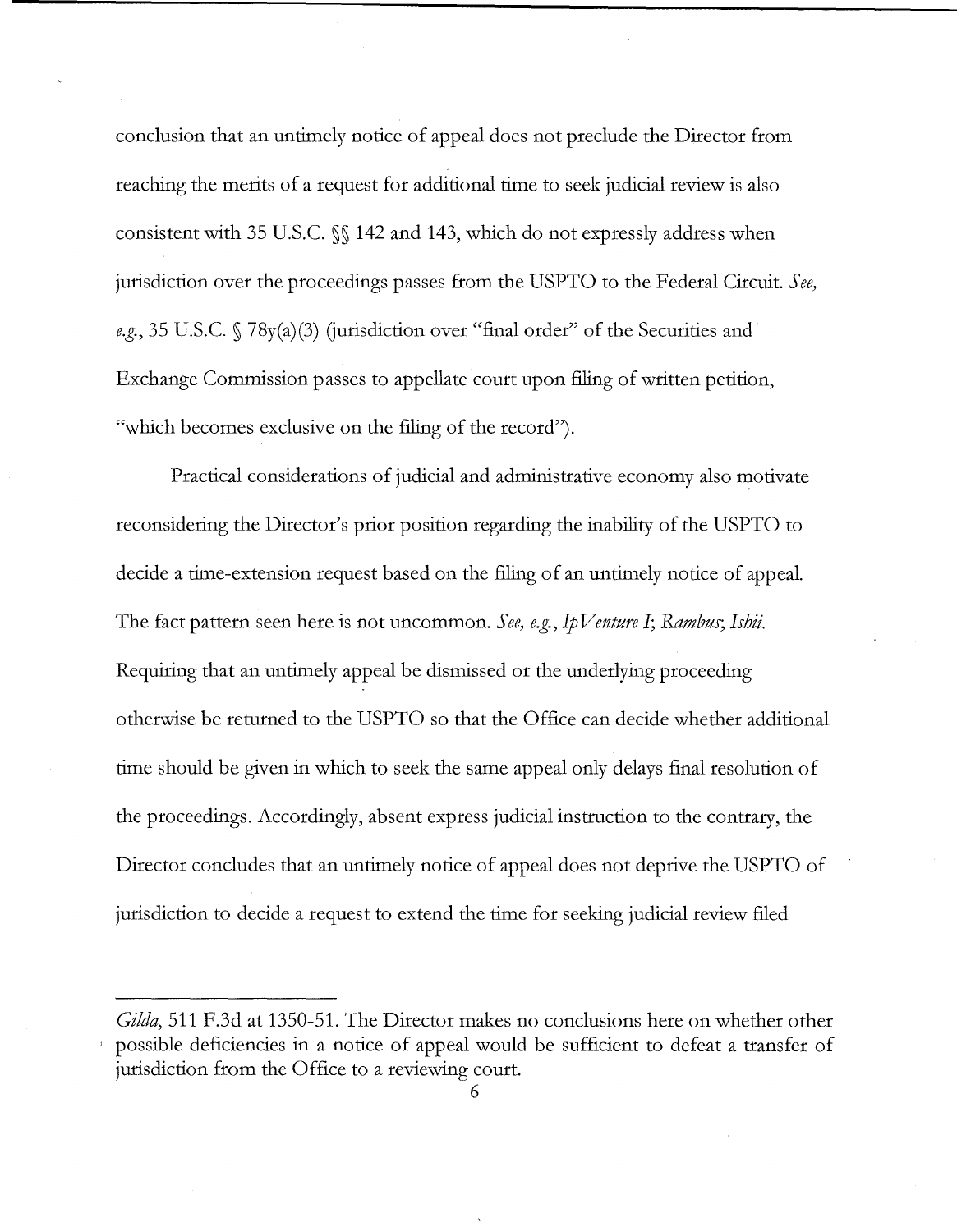conclusion that an untimely notice of appeal does not preclude the Director from reaching the merits of a request for additional time to seek judicial review is also consistent with 35 U.S.C. §§ 142 and 143, which do not expressly address when jurisdiction over the proceedings passes from the USPTO to the Federal Circuit. *See, e.g.*, 35 U.S.C. § 78y(a)(3) (jurisdiction over "final order" of the Securities and Exchange Commission passes to appellate court upon filing of written petition, "which becomes exclusive on the filing of the record").

Practical considerations of judicial and administrative economy also motivate reconsidering the Director's prior position regarding the inability of the USPTO to decide a time-extension request based on the filing of an untimely notice of appeal. The fact pattern seen here is not uncommon. *See, e.g.*, *IpVenture I*; *Rambus*; *Ishii*. Requiring that an untimely appeal be dismissed or the underlying proceeding otherwise be returned to the USPTO so that the Office can decide whether additional time should be given in which to seek the same appeal only delays final resolution of the proceedings. Accordingly, absent express judicial instruction to the contrary, the Director concludes that an untimely notice of appeal does not deprive the USPTO of jurisdiction to decide a request to extend the time for seeking judicial review filed

---

*Gilda*, 511 F.3d at 1350-51. The Director makes no conclusions here on whether other possible deficiencies in a notice of appeal would be sufficient to defeat a transfer of jurisdiction from the Office to a reviewing court.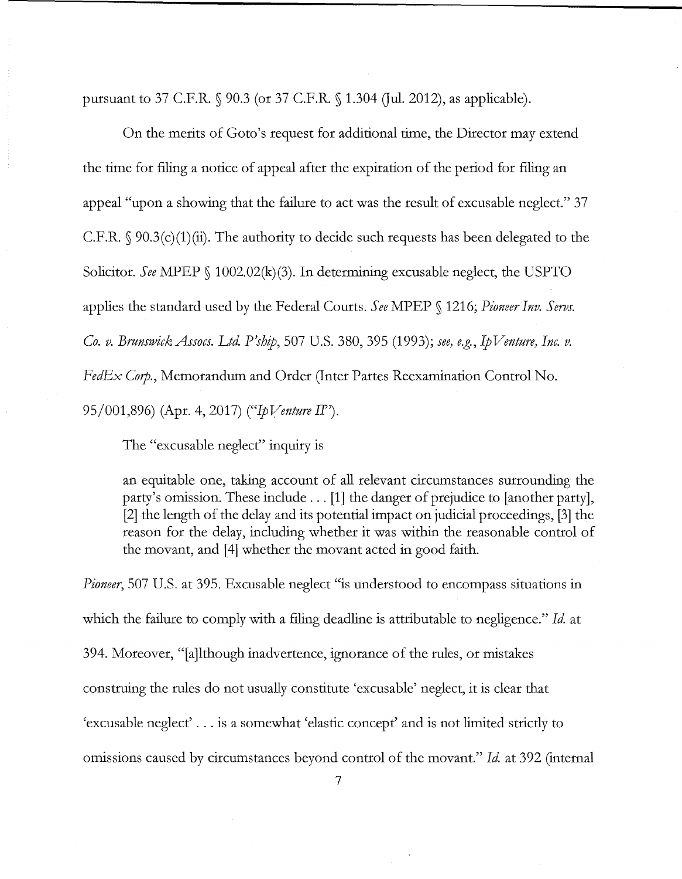pursuant to 37 C.F.R. § 90.3 (or 37 C.F.R. § 1.304 (Jul. 2012), as applicable).

On the merits of Goto's request for additional time, the Director may extend the time for filing a notice of appeal after the expiration of the period for filing an appeal "upon a showing that the failure to act was the result of excusable neglect." 37 C.F.R. § 90.3(c)(1)(ii). The authority to decide such requests has been delegated to the Solicitor. *See* MPEP § 1002.02(k)(3). In determining excusable neglect, the USPTO applies the standard used by the Federal Courts. *See* MPEP § 1216; *Pioneer Inv. Servs. Co. v. Brunswick Assocs. Ltd. P'ship*, 507 U.S. 380, 395 (1993); *see, e.g., IpVenture, Inc. v. FedEx Corp.*, Memorandum and Order (Inter Partes Reexamination Control No. 95/001,896) (Apr. 4, 2017) (*"IpVenture II"*).

The "excusable neglect" inquiry is

> an equitable one, taking account of all relevant circumstances surrounding the party's omission. These include . . . [1] the danger of prejudice to [another party], [2] the length of the delay and its potential impact on judicial proceedings, [3] the reason for the delay, including whether it was within the reasonable control of the movant, and [4] whether the movant acted in good faith.

*Pioneer*, 507 U.S. at 395. Excusable neglect "is understood to encompass situations in which the failure to comply with a filing deadline is attributable to negligence." *Id.* at 394. Moreover, "[a]lthough inadvertence, ignorance of the rules, or mistakes construing the rules do not usually constitute 'excusable' neglect, it is clear that 'excusable neglect' . . . is a somewhat 'elastic concept' and is not limited strictly to omissions caused by circumstances beyond control of the movant." *Id.* at 392 (internal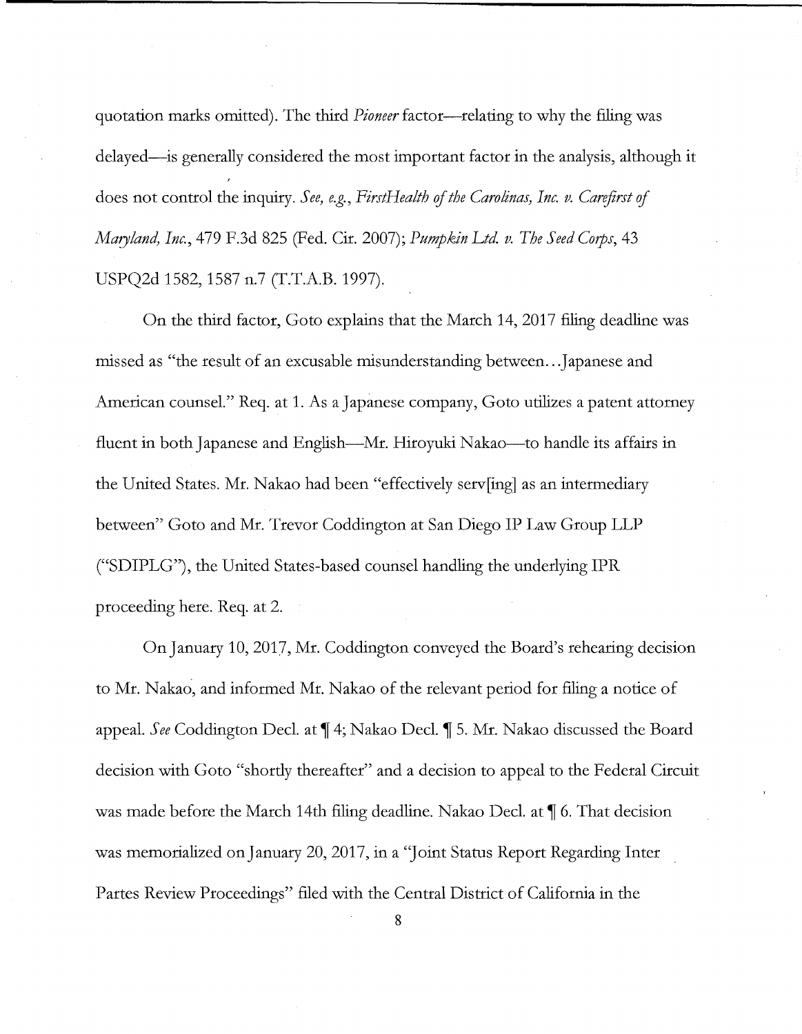quotation marks omitted). The third *Pioneer* factor—relating to why the filing was delayed—is generally considered the most important factor in the analysis, although it does not control the inquiry. *See, e.g.*, *FirstHealth of the Carolinas, Inc. v. Carefirst of Maryland, Inc.*, 479 F.3d 825 (Fed. Cir. 2007); *Pumpkin Ltd. v. The Seed Corps*, 43 USPQ2d 1582, 1587 n.7 (T.T.A.B. 1997).

On the third factor, Goto explains that the March 14, 2017 filing deadline was missed as "the result of an excusable misunderstanding between…Japanese and American counsel." Req. at 1. As a Japanese company, Goto utilizes a patent attorney fluent in both Japanese and English—Mr. Hiroyuki Nakao—to handle its affairs in the United States. Mr. Nakao had been "effectively serv[ing] as an intermediary between" Goto and Mr. Trevor Coddington at San Diego IP Law Group LLP ("SDIPLG"), the United States-based counsel handling the underlying IPR proceeding here. Req. at 2.

On January 10, 2017, Mr. Coddington conveyed the Board's rehearing decision to Mr. Nakao, and informed Mr. Nakao of the relevant period for filing a notice of appeal. *See* Coddington Decl. at ¶ 4; Nakao Decl. ¶ 5. Mr. Nakao discussed the Board decision with Goto "shortly thereafter" and a decision to appeal to the Federal Circuit was made before the March 14th filing deadline. Nakao Decl. at ¶ 6. That decision was memorialized on January 20, 2017, in a "Joint Status Report Regarding Inter Partes Review Proceedings" filed with the Central District of California in the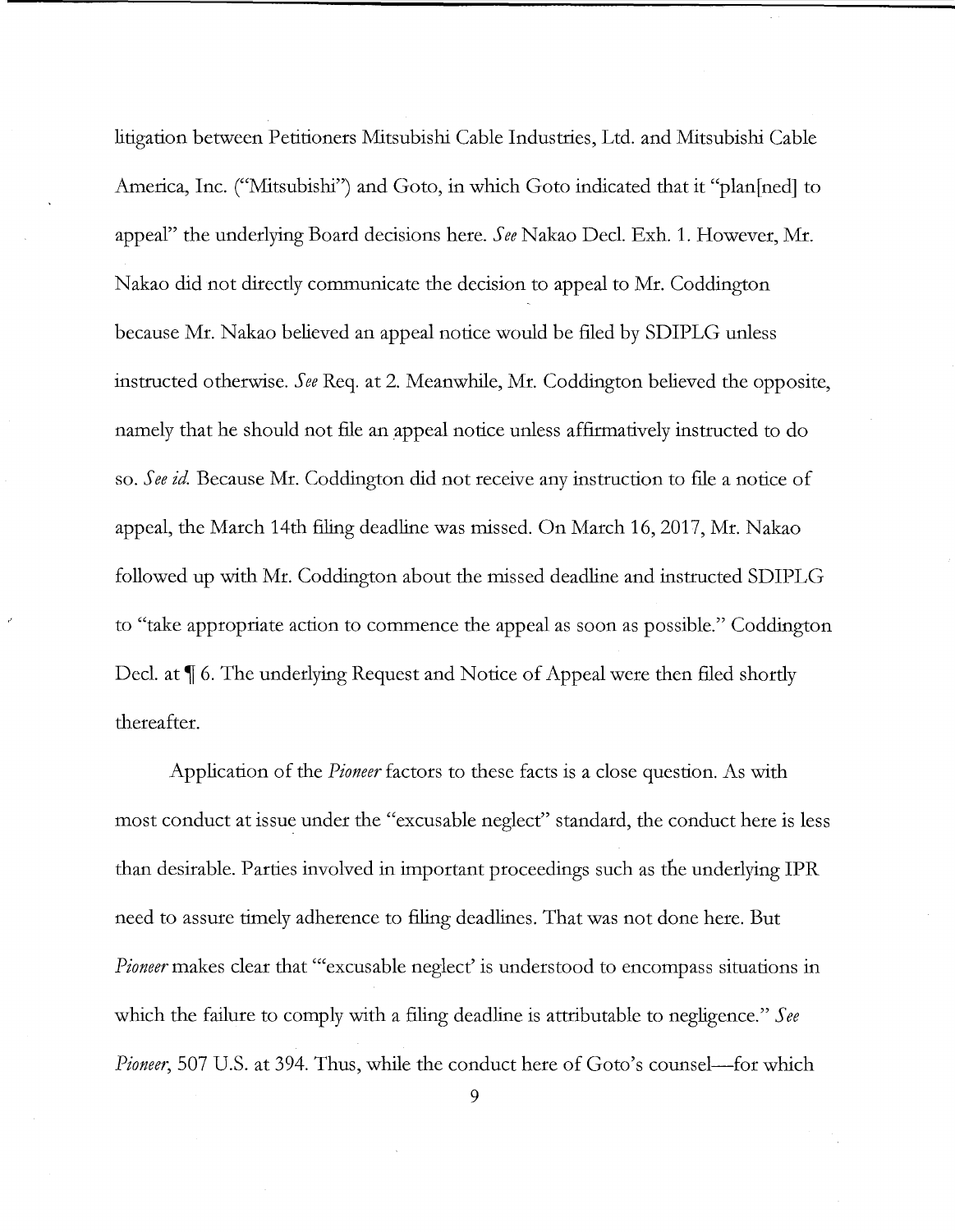litigation between Petitioners Mitsubishi Cable Industries, Ltd. and Mitsubishi Cable America, Inc. ("Mitsubishi") and Goto, in which Goto indicated that it "plan[ned] to appeal" the underlying Board decisions here. *See* Nakao Decl. Exh. 1. However, Mr. Nakao did not directly communicate the decision to appeal to Mr. Coddington because Mr. Nakao believed an appeal notice would be filed by SDIPLG unless instructed otherwise. *See* Req. at 2. Meanwhile, Mr. Coddington believed the opposite, namely that he should not file an appeal notice unless affirmatively instructed to do so. *See id.* Because Mr. Coddington did not receive any instruction to file a notice of appeal, the March 14th filing deadline was missed. On March 16, 2017, Mr. Nakao followed up with Mr. Coddington about the missed deadline and instructed SDIPLG to "take appropriate action to commence the appeal as soon as possible." Coddington Decl. at ¶ 6. The underlying Request and Notice of Appeal were then filed shortly thereafter.

Application of the *Pioneer* factors to these facts is a close question. As with most conduct at issue under the "excusable neglect" standard, the conduct here is less than desirable. Parties involved in important proceedings such as the underlying IPR need to assure timely adherence to filing deadlines. That was not done here. But *Pioneer* makes clear that "'excusable neglect' is understood to encompass situations in which the failure to comply with a filing deadline is attributable to negligence." *See Pioneer*, 507 U.S. at 394. Thus, while the conduct here of Goto's counsel—for which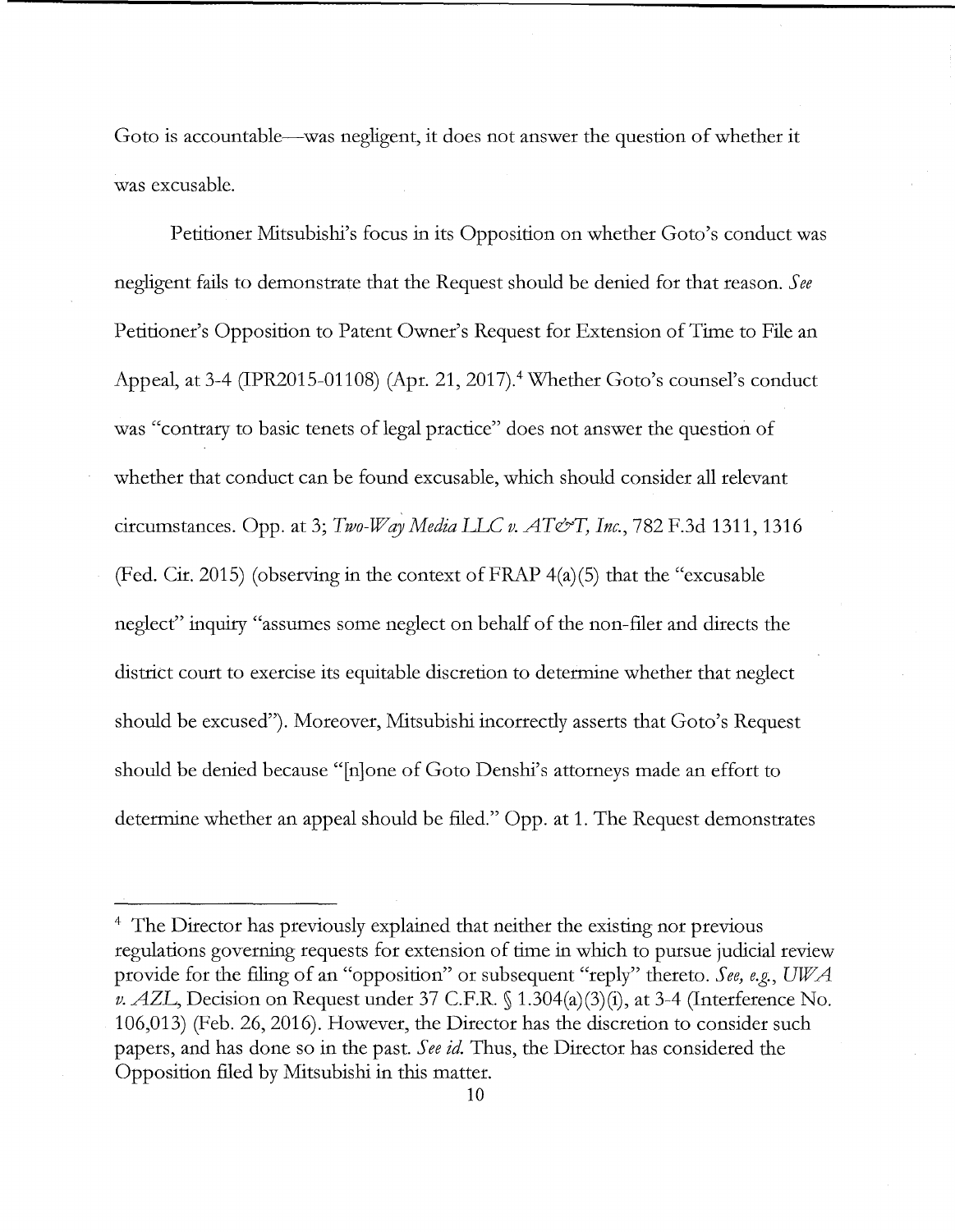Goto is accountable—was negligent, it does not answer the question of whether it was excusable.

Petitioner Mitsubishi's focus in its Opposition on whether Goto's conduct was negligent fails to demonstrate that the Request should be denied for that reason. *See* Petitioner's Opposition to Patent Owner's Request for Extension of Time to File an Appeal, at 3-4 (IPR2015-01108) (Apr. 21, 2017).[4] Whether Goto's counsel's conduct was "contrary to basic tenets of legal practice" does not answer the question of whether that conduct can be found excusable, which should consider all relevant circumstances. Opp. at 3; *Two-Way Media LLC v. AT&T, Inc.*, 782 F.3d 1311, 1316 (Fed. Cir. 2015) (observing in the context of FRAP 4(a)(5) that the "excusable neglect" inquiry "assumes some neglect on behalf of the non-filer and directs the district court to exercise its equitable discretion to determine whether that neglect should be excused"). Moreover, Mitsubishi incorrectly asserts that Goto's Request should be denied because "[n]one of Goto Denshi's attorneys made an effort to determine whether an appeal should be filed." Opp. at 1. The Request demonstrates

[4] The Director has previously explained that neither the existing nor previous regulations governing requests for extension of time in which to pursue judicial review provide for the filing of an "opposition" or subsequent "reply" thereto. *See, e.g., UWA v. AZL*, Decision on Request under 37 C.F.R. § 1.304(a)(3)(i), at 3-4 (Interference No. 106,013) (Feb. 26, 2016). However, the Director has the discretion to consider such papers, and has done so in the past. *See id.* Thus, the Director has considered the Opposition filed by Mitsubishi in this matter.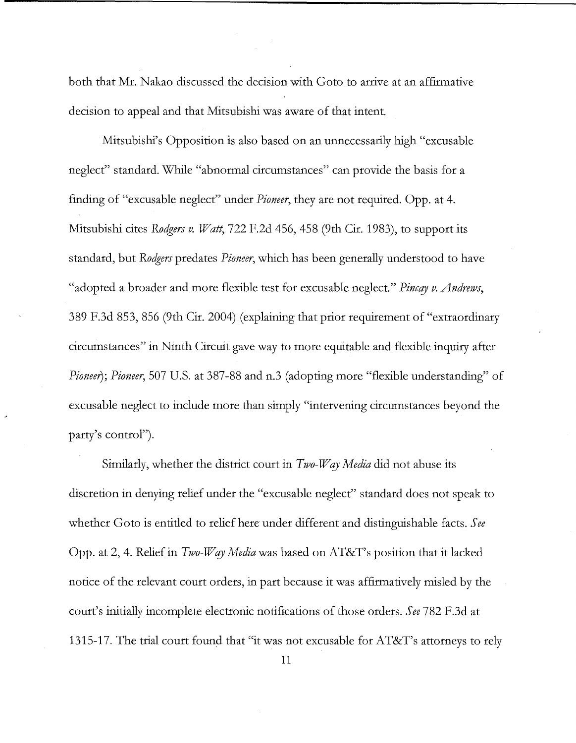both that Mr. Nakao discussed the decision with Goto to arrive at an affirmative decision to appeal and that Mitsubishi was aware of that intent.

Mitsubishi's Opposition is also based on an unnecessarily high "excusable neglect" standard. While "abnormal circumstances" can provide the basis for a finding of "excusable neglect" under *Pioneer*, they are not required. Opp. at 4. Mitsubishi cites *Rodgers v. Watt*, 722 F.2d 456, 458 (9th Cir. 1983), to support its standard, but *Rodgers* predates *Pioneer*, which has been generally understood to have "adopted a broader and more flexible test for excusable neglect." *Pincay v. Andrews*, 389 F.3d 853, 856 (9th Cir. 2004) (explaining that prior requirement of "extraordinary circumstances" in Ninth Circuit gave way to more equitable and flexible inquiry after *Pioneer*); *Pioneer*, 507 U.S. at 387-88 and n.3 (adopting more "flexible understanding" of excusable neglect to include more than simply "intervening circumstances beyond the party's control").

Similarly, whether the district court in *Two-Way Media* did not abuse its discretion in denying relief under the "excusable neglect" standard does not speak to whether Goto is entitled to relief here under different and distinguishable facts. *See* Opp. at 2, 4. Relief in *Two-Way Media* was based on AT&T's position that it lacked notice of the relevant court orders, in part because it was affirmatively misled by the court's initially incomplete electronic notifications of those orders. *See* 782 F.3d at 1315-17. The trial court found that "it was not excusable for AT&T's attorneys to rely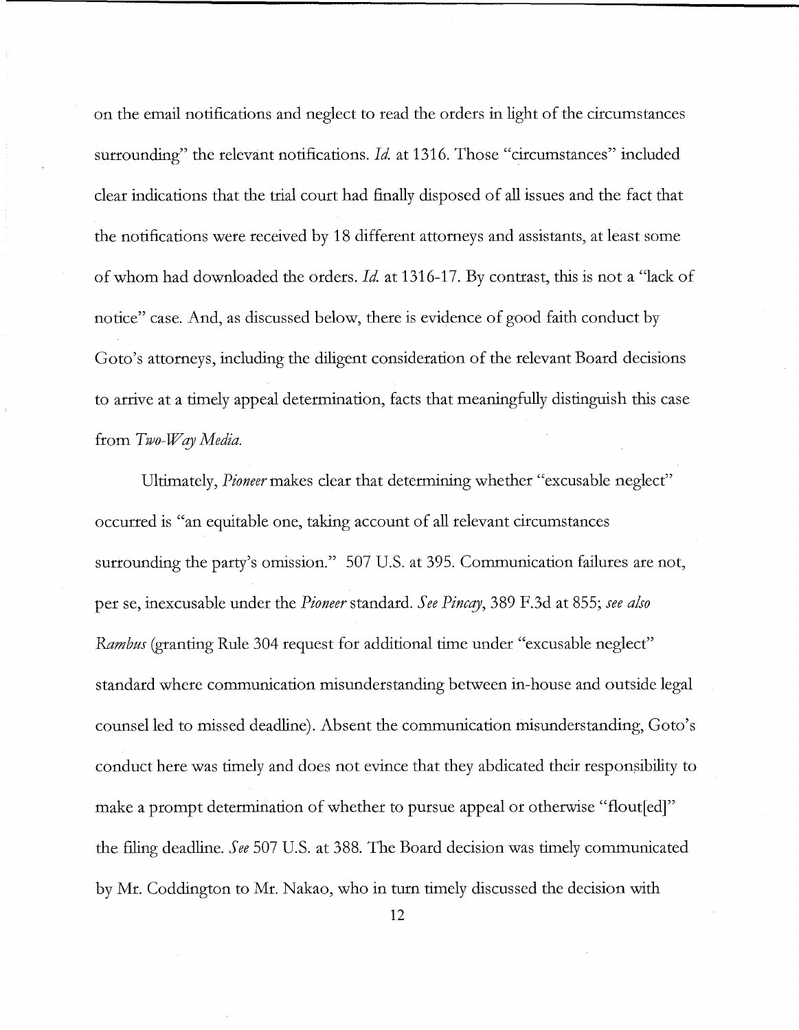on the email notifications and neglect to read the orders in light of the circumstances surrounding" the relevant notifications. *Id.* at 1316. Those "circumstances" included clear indications that the trial court had finally disposed of all issues and the fact that the notifications were received by 18 different attorneys and assistants, at least some of whom had downloaded the orders. *Id.* at 1316-17. By contrast, this is not a "lack of notice" case. And, as discussed below, there is evidence of good faith conduct by Goto's attorneys, including the diligent consideration of the relevant Board decisions to arrive at a timely appeal determination, facts that meaningfully distinguish this case from *Two-Way Media.*

Ultimately, *Pioneer* makes clear that determining whether "excusable neglect" occurred is "an equitable one, taking account of all relevant circumstances surrounding the party's omission." 507 U.S. at 395. Communication failures are not, per se, inexcusable under the *Pioneer* standard. *See Pincay*, 389 F.3d at 855; *see also Rambus* (granting Rule 304 request for additional time under "excusable neglect" standard where communication misunderstanding between in-house and outside legal counsel led to missed deadline). Absent the communication misunderstanding, Goto's conduct here was timely and does not evince that they abdicated their responsibility to make a prompt determination of whether to pursue appeal or otherwise "flout[ed]" the filing deadline. *See* 507 U.S. at 388. The Board decision was timely communicated by Mr. Coddington to Mr. Nakao, who in turn timely discussed the decision with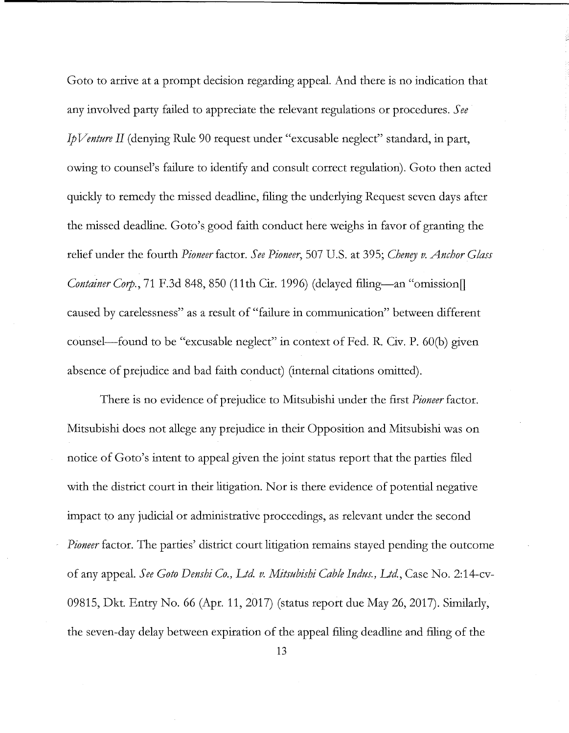Goto to arrive at a prompt decision regarding appeal. And there is no indication that any involved party failed to appreciate the relevant regulations or procedures. *See IpVenture II* (denying Rule 90 request under "excusable neglect" standard, in part, owing to counsel's failure to identify and consult correct regulation). Goto then acted quickly to remedy the missed deadline, filing the underlying Request seven days after the missed deadline. Goto's good faith conduct here weighs in favor of granting the relief under the fourth *Pioneer* factor. *See Pioneer*, 507 U.S. at 395; *Cheney v. Anchor Glass Container Corp.*, 71 F.3d 848, 850 (11th Cir. 1996) (delayed filing—an "omission[] caused by carelessness" as a result of "failure in communication" between different counsel—found to be "excusable neglect" in context of Fed. R. Civ. P. 60(b) given absence of prejudice and bad faith conduct) (internal citations omitted).

There is no evidence of prejudice to Mitsubishi under the first *Pioneer* factor. Mitsubishi does not allege any prejudice in their Opposition and Mitsubishi was on notice of Goto's intent to appeal given the joint status report that the parties filed with the district court in their litigation. Nor is there evidence of potential negative impact to any judicial or administrative proceedings, as relevant under the second *Pioneer* factor. The parties' district court litigation remains stayed pending the outcome of any appeal. *See Goto Denshi Co., Ltd. v. Mitsubishi Cable Indus., Ltd.*, Case No. 2:14-cv-09815, Dkt. Entry No. 66 (Apr. 11, 2017) (status report due May 26, 2017). Similarly, the seven-day delay between expiration of the appeal filing deadline and filing of the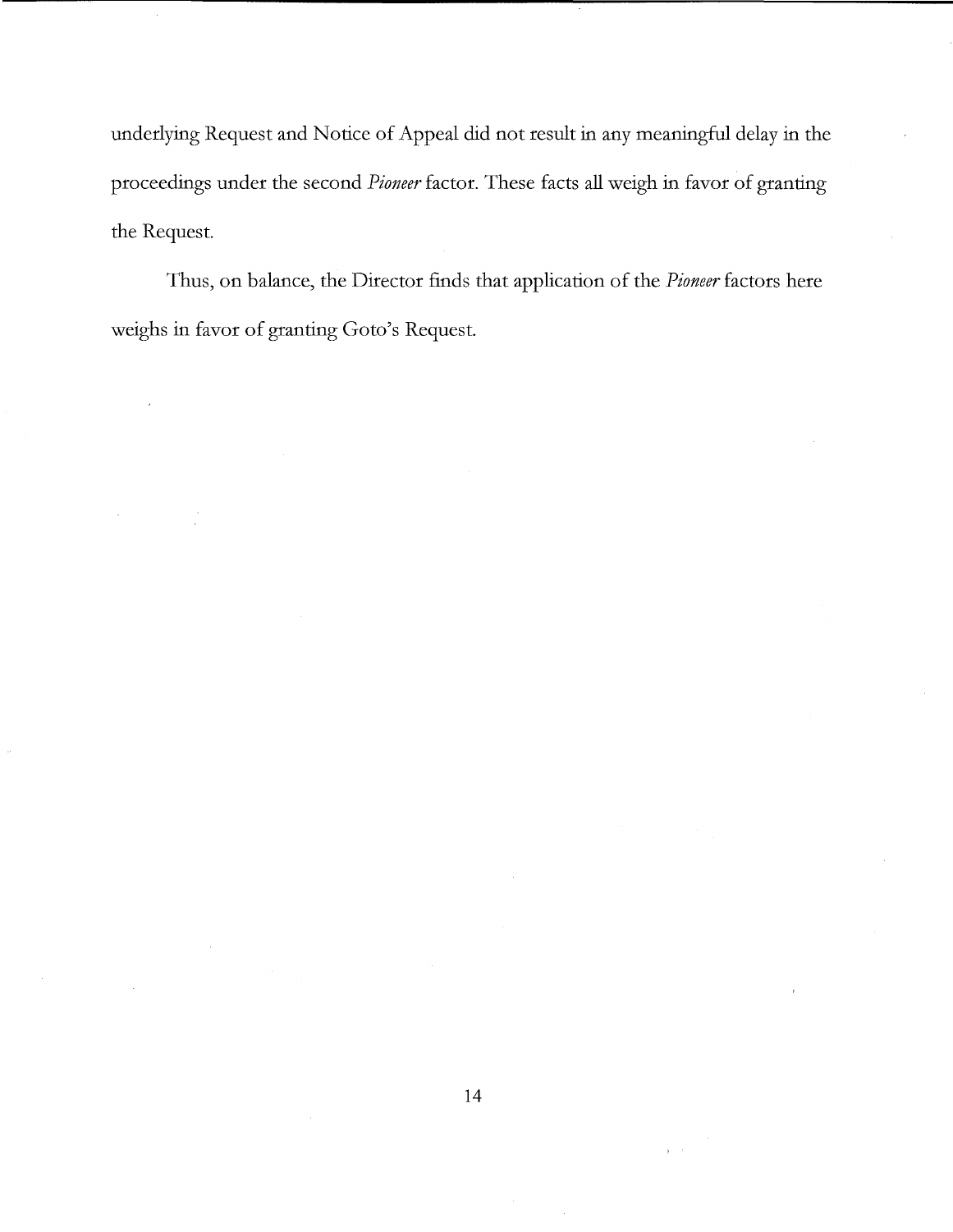underlying Request and Notice of Appeal did not result in any meaningful delay in the proceedings under the second *Pioneer* factor. These facts all weigh in favor of granting the Request.

Thus, on balance, the Director finds that application of the *Pioneer* factors here weighs in favor of granting Goto's Request.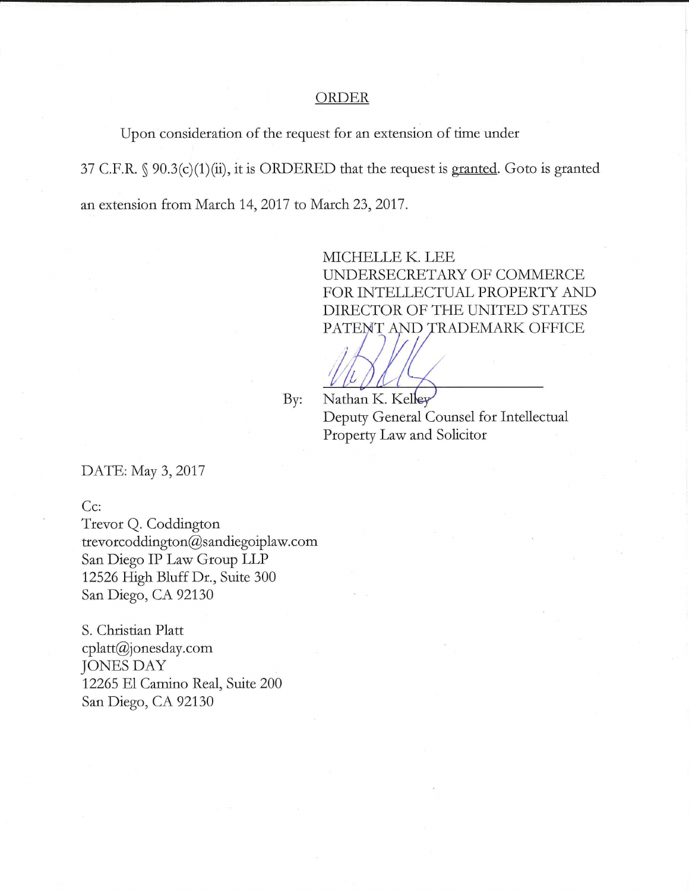ORDER

Upon consideration of the request for an extension of time under 37 C.F.R. § 90.3(c)(1)(ii), it is ORDERED that the request is granted. Goto is granted an extension from March 14, 2017 to March 23, 2017.

MICHELLE K. LEE
UNDERSECRETARY OF COMMERCE
FOR INTELLECTUAL PROPERTY AND
DIRECTOR OF THE UNITED STATES
PATENT AND TRADEMARK OFFICE

By: Nathan K. Kelley
Deputy General Counsel for Intellectual Property Law and Solicitor

DATE: May 3, 2017

Cc:
Trevor Q. Coddington
trevorcoddington@sandiegoiplaw.com
San Diego IP Law Group LLP
12526 High Bluff Dr., Suite 300
San Diego, CA 92130

S. Christian Platt
cplatt@jonesday.com
JONES DAY
12265 El Camino Real, Suite 200
San Diego, CA 92130